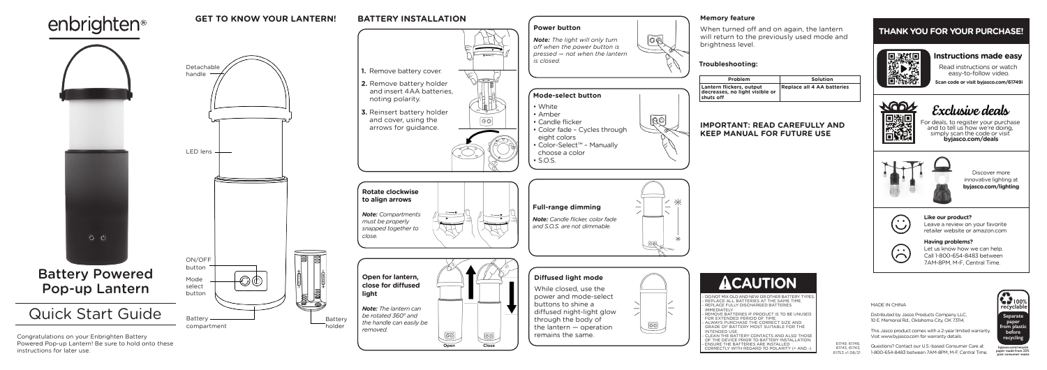enbrighten®

# Battery Powered Pop-up Lantern

# Quick Start Guide

Congratulations on your Enbrighten Battery Powered Pop-up Lantern! Be sure to hold onto these instructions for later use.

## GET TO KNOW YOUR LANTERN!

- Detachable handle
- LED lens
- ON/OFF button
- Mode select button
- Battery compartment
- Battery holder

## BATTERY INSTALLATION

1. Remove battery cover.
2. Remove battery holder and insert 4AA batteries, noting polarity.
3. Reinsert battery holder and cover, using the arrows for guidance.

### Rotate clockwise to align arrows

*Note: Compartments must be properly snapped together to close.*

### Open for lantern, close for diffused light

*Note: The lantern can be rotated 360° and the handle can easily be removed.*

Open Close

### Power button

*Note: The light will only turn off when the power button is pressed — not when the lantern is closed.*

### Mode-select button

- White
- Amber
- Candle flicker
- Color fade – Cycles through eight colors
- Color-Select™ – Manually choose a color
- S.O.S.

### Full-range dimming

*Note: Candle flicker, color fade and S.O.S. are not dimmable.*

### Diffused light mode

While closed, use the power and mode-select buttons to shine a diffused night-light glow through the body of the lantern — operation remains the same.

### Memory feature

When turned off and on again, the lantern will return to the previously used mode and brightness level.

### Troubleshooting:

| Problem | Solution |
|---|---|
| Lantern flickers, output decreases, no light visible or shuts off | Replace all 4 AA batteries |

### IMPORTANT: READ CAREFULLY AND KEEP MANUAL FOR FUTURE USE

## ⚠CAUTION

- DO NOT MIX OLD AND NEW OR OTHER BATTERY TYPES.
- REPLACE ALL BATTERIES AT THE SAME TIME.
- REPLACE FULLY DISCHARGED BATTERIES IMMEDIATELY.
- REMOVE BATTERIES IF PRODUCT IS TO BE UNUSED FOR EXTENDED PERIOD OF TIME.
- ALWAYS PURCHASE THE CORRECT SIZE AND GRADE OF BATTERY MOST SUITABLE FOR THE INTENDED USE.
- CLEAN THE BATTERY CONTACTS AND ALSO THOSE OF THE DEVICE PRIOR TO BATTERY INSTALLATION.
- ENSURE THE BATTERIES ARE INSTALLED CORRECTLY WITH REGARD TO POLARITY (+ AND -).

61749, 61746, 61745, 61743, 61753 v1 08/21

## THANK YOU FOR YOUR PURCHASE!

### Instructions made easy

Read instructions or watch easy-to-follow video.

**Scan code or visit byjasco.com/61749i**

### Exclusive deals

For deals, to register your purchase and to tell us how we're doing, simply scan the code or visit **byjasco.com/deals**

Discover more innovative lighting at **byjasco.com/lighting**

**Like our product?**
Leave a review on your favorite retailer website or amazon.com

**Having problems?**
Let us know how we can help. Call 1-800-654-8483 between 7AM-8PM, M-F, Central Time.

MADE IN CHINA

Distributed by Jasco Products Company LLC, 10 E. Memorial Rd., Oklahoma City, OK 73114.

This Jasco product comes with a 2-year limited warranty. Visit www.byjasco.com for warranty details.

Questions? Contact our U.S.-based Consumer Care at 1-800-654-8483 between 7AM-8PM, M-F, Central Time.

100% recyclable

Separate paper from plastic before recycling

byjasco.com/recycle
paper made from 35% post consumer waste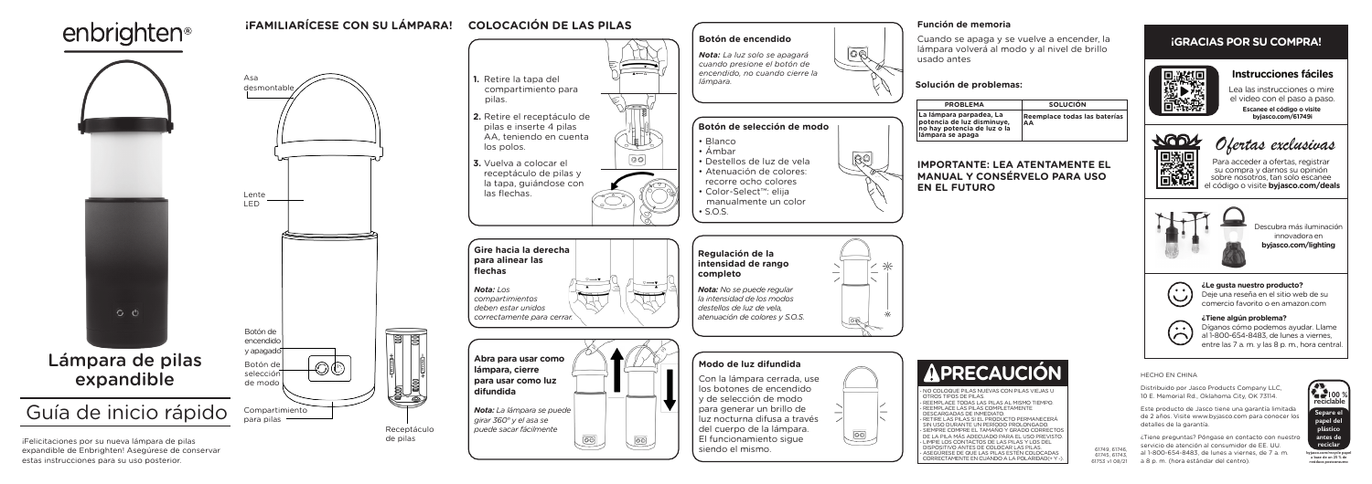# enbrighten®

# Lámpara de pilas expandible

# Guía de inicio rápido

¡Felicitaciones por su nueva lámpara de pilas expandible de Enbrighten! Asegúrese de conservar estas instrucciones para su uso posterior.

## ¡FAMILIARÍCESE CON SU LÁMPARA!

- Asa desmontable
- Lente LED
- Botón de encendido y apagado
- Botón de selección de modo
- Compartimiento para pilas
- Receptáculo de pilas

## COLOCACIÓN DE LAS PILAS

1. Retire la tapa del compartimiento para pilas.
2. Retire el receptáculo de pilas e inserte 4 pilas AA, teniendo en cuenta los polos.
3. Vuelva a colocar el receptáculo de pilas y la tapa, guiándose con las flechas.

### Gire hacia la derecha para alinear las flechas

*Nota: Los compartimientos deben estar unidos correctamente para cerrar.*

### Abra para usar como lámpara, cierre para usar como luz difundida

*Nota: La lámpara se puede girar 360° y el asa se puede sacar fácilmente*

### Botón de encendido

*Nota: La luz solo se apagará cuando presione el botón de encendido, no cuando cierre la lámpara.*

### Botón de selección de modo

- Blanco
- Ámbar
- Destellos de luz de vela
- Atenuación de colores: recorre ocho colores
- Color-Select™: elija manualmente un color
- S.O.S.

### Regulación de la intensidad de rango completo

*Nota: No se puede regular la intensidad de los modos destellos de luz de vela, atenuación de colores y S.O.S.*

### Modo de luz difundida

Con la lámpara cerrada, use los botones de encendido y de selección de modo para generar un brillo de luz nocturna difusa a través del cuerpo de la lámpara. El funcionamiento sigue siendo el mismo.

### Función de memoria

Cuando se apaga y se vuelve a encender, la lámpara volverá al modo y al nivel de brillo usado antes

### Solución de problemas:

| PROBLEMA | SOLUCIÓN |
|---|---|
| La lámpara parpadea, La potencia de luz disminuye, no hay potencia de luz o la lámpara se apaga | Reemplace todas las baterías AA |

### IMPORTANTE: LEA ATENTAMENTE EL MANUAL Y CONSÉRVELO PARA USO EN EL FUTURO

## ⚠PRECAUCIÓN

- NO COLOQUE PILAS NUEVAS CON PILAS VIEJAS U OTROS TIPOS DE PILAS
- REEMPLACE TODAS LAS PILAS AL MISMO TIEMPO
- REEMPLACE LAS PILAS COMPLETAMENTE DESCARGADAS DE INMEDIATO.
- RETIRE LAS PILAS SI EL PRODUCTO PERMANECERÁ SIN USO DURANTE UN PERÍODO PROLONGADO.
- SIEMPRE COMPRE EL TAMAÑO Y GRADO CORRECTOS DE LA PILA MÁS ADECUADO PARA EL USO PREVISTO.
- LIMPIE LOS CONTACTOS DE LAS PILAS Y LOS DEL DISPOSITIVO ANTES DE COLOCAR LAS PILAS.
- ASEGÚRESE DE QUE LAS PILAS ESTÉN COLOCADAS CORRECTAMENTE EN CUANTO A LA POLARIDAD(+ Y -).

61749, 61746, 61745, 61743, 61753 v1 08/21

## ¡GRACIAS POR SU COMPRA!

### Instrucciones fáciles

Lea las instrucciones o mire el video con el paso a paso.

**Escanee el código o visite byjasco.com/61749i**

### Ofertas exclusivas

Para acceder a ofertas, registrar su compra y darnos su opinión sobre nosotros, tan solo escanee el código o visite **byjasco.com/deals**

Descubra más iluminación innovadora en **byjasco.com/lighting**

**¿Le gusta nuestro producto?**
Deje una reseña en el sitio web de su comercio favorito o en amazon.com

**¿Tiene algún problema?**
Díganos cómo podemos ayudar. Llame al 1-800-654-8483, de lunes a viernes, entre las 7 a. m. y las 8 p. m., hora central.

HECHO EN CHINA

Distribuido por Jasco Products Company LLC, 10 E. Memorial Rd., Oklahoma City, OK 73114.

Este producto de Jasco tiene una garantía limitada de 2 años. Visite www.byjasco.com para conocer los detalles de la garantía.

¿Tiene preguntas? Póngase en contacto con nuestro servicio de atención al consumidor de EE. UU. al 1-800-654-8483, de lunes a viernes, de 7 a. m. a 8 p. m. (hora estándar del centro).

100 % reciclable

Separe el papel del plástico antes de reciclar

byjasco.com/recycle papel a base de un 35 % de residuos posconsumo